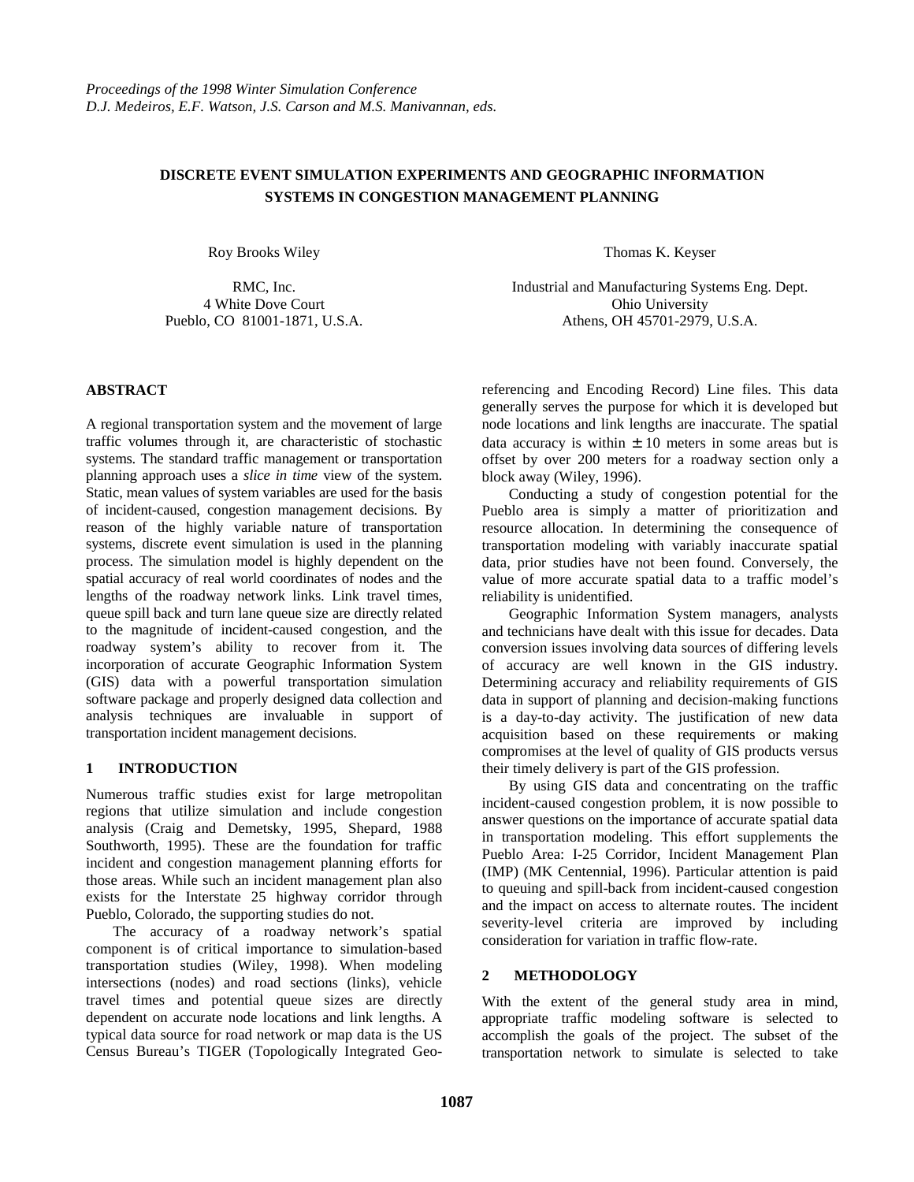*Proceedings of the 1998 Winter Simulation Conference*
*D.J. Medeiros, E.F. Watson, J.S. Carson and M.S. Manivannan, eds.*

# DISCRETE EVENT SIMULATION EXPERIMENTS AND GEOGRAPHIC INFORMATION SYSTEMS IN CONGESTION MANAGEMENT PLANNING

Roy Brooks Wiley

RMC, Inc.
4 White Dove Court
Pueblo, CO 81001-1871, U.S.A.

Thomas K. Keyser

Industrial and Manufacturing Systems Eng. Dept.
Ohio University
Athens, OH 45701-2979, U.S.A.

## ABSTRACT

A regional transportation system and the movement of large traffic volumes through it, are characteristic of stochastic systems. The standard traffic management or transportation planning approach uses a *slice in time* view of the system. Static, mean values of system variables are used for the basis of incident-caused, congestion management decisions. By reason of the highly variable nature of transportation systems, discrete event simulation is used in the planning process. The simulation model is highly dependent on the spatial accuracy of real world coordinates of nodes and the lengths of the roadway network links. Link travel times, queue spill back and turn lane queue size are directly related to the magnitude of incident-caused congestion, and the roadway system's ability to recover from it. The incorporation of accurate Geographic Information System (GIS) data with a powerful transportation simulation software package and properly designed data collection and analysis techniques are invaluable in support of transportation incident management decisions.

## 1 INTRODUCTION

Numerous traffic studies exist for large metropolitan regions that utilize simulation and include congestion analysis (Craig and Demetsky, 1995, Shepard, 1988 Southworth, 1995). These are the foundation for traffic incident and congestion management planning efforts for those areas. While such an incident management plan also exists for the Interstate 25 highway corridor through Pueblo, Colorado, the supporting studies do not.

The accuracy of a roadway network's spatial component is of critical importance to simulation-based transportation studies (Wiley, 1998). When modeling intersections (nodes) and road sections (links), vehicle travel times and potential queue sizes are directly dependent on accurate node locations and link lengths. A typical data source for road network or map data is the US Census Bureau's TIGER (Topologically Integrated Geo-referencing and Encoding Record) Line files. This data generally serves the purpose for which it is developed but node locations and link lengths are inaccurate. The spatial data accuracy is within $\pm$ 10 meters in some areas but is offset by over 200 meters for a roadway section only a block away (Wiley, 1996).

Conducting a study of congestion potential for the Pueblo area is simply a matter of prioritization and resource allocation. In determining the consequence of transportation modeling with variably inaccurate spatial data, prior studies have not been found. Conversely, the value of more accurate spatial data to a traffic model's reliability is unidentified.

Geographic Information System managers, analysts and technicians have dealt with this issue for decades. Data conversion issues involving data sources of differing levels of accuracy are well known in the GIS industry. Determining accuracy and reliability requirements of GIS data in support of planning and decision-making functions is a day-to-day activity. The justification of new data acquisition based on these requirements or making compromises at the level of quality of GIS products versus their timely delivery is part of the GIS profession.

By using GIS data and concentrating on the traffic incident-caused congestion problem, it is now possible to answer questions on the importance of accurate spatial data in transportation modeling. This effort supplements the Pueblo Area: I-25 Corridor, Incident Management Plan (IMP) (MK Centennial, 1996). Particular attention is paid to queuing and spill-back from incident-caused congestion and the impact on access to alternate routes. The incident severity-level criteria are improved by including consideration for variation in traffic flow-rate.

## 2 METHODOLOGY

With the extent of the general study area in mind, appropriate traffic modeling software is selected to accomplish the goals of the project. The subset of the transportation network to simulate is selected to take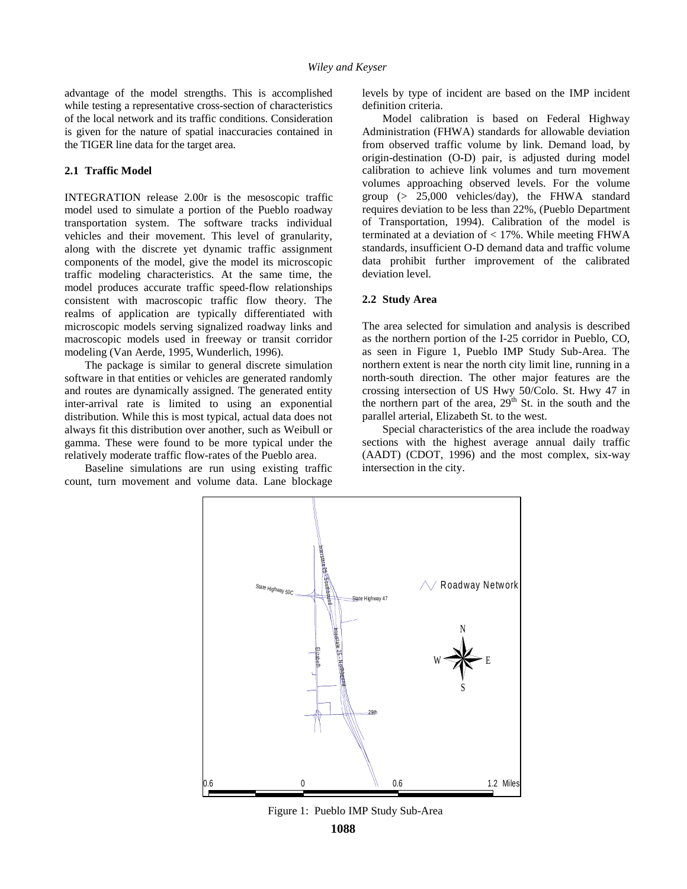advantage of the model strengths. This is accomplished while testing a representative cross-section of characteristics of the local network and its traffic conditions. Consideration is given for the nature of spatial inaccuracies contained in the TIGER line data for the target area.

### 2.1 Traffic Model

INTEGRATION release 2.00r is the mesoscopic traffic model used to simulate a portion of the Pueblo roadway transportation system. The software tracks individual vehicles and their movement. This level of granularity, along with the discrete yet dynamic traffic assignment components of the model, give the model its microscopic traffic modeling characteristics. At the same time, the model produces accurate traffic speed-flow relationships consistent with macroscopic traffic flow theory. The realms of application are typically differentiated with microscopic models serving signalized roadway links and macroscopic models used in freeway or transit corridor modeling (Van Aerde, 1995, Wunderlich, 1996).

The package is similar to general discrete simulation software in that entities or vehicles are generated randomly and routes are dynamically assigned. The generated entity inter-arrival rate is limited to using an exponential distribution. While this is most typical, actual data does not always fit this distribution over another, such as Weibull or gamma. These were found to be more typical under the relatively moderate traffic flow-rates of the Pueblo area.

Baseline simulations are run using existing traffic count, turn movement and volume data. Lane blockage levels by type of incident are based on the IMP incident definition criteria.

Model calibration is based on Federal Highway Administration (FHWA) standards for allowable deviation from observed traffic volume by link. Demand load, by origin-destination (O-D) pair, is adjusted during model calibration to achieve link volumes and turn movement volumes approaching observed levels. For the volume group (> 25,000 vehicles/day), the FHWA standard requires deviation to be less than 22%, (Pueblo Department of Transportation, 1994). Calibration of the model is terminated at a deviation of < 17%. While meeting FHWA standards, insufficient O-D demand data and traffic volume data prohibit further improvement of the calibrated deviation level.

### 2.2 Study Area

The area selected for simulation and analysis is described as the northern portion of the I-25 corridor in Pueblo, CO, as seen in Figure 1, Pueblo IMP Study Sub-Area. The northern extent is near the north city limit line, running in a north-south direction. The other major features are the crossing intersection of US Hwy 50/Colo. St. Hwy 47 in the northern part of the area, 29th St. in the south and the parallel arterial, Elizabeth St. to the west.

Special characteristics of the area include the roadway sections with the highest average annual daily traffic (AADT) (CDOT, 1996) and the most complex, six-way intersection in the city.

Figure 1: Pueblo IMP Study Sub-Area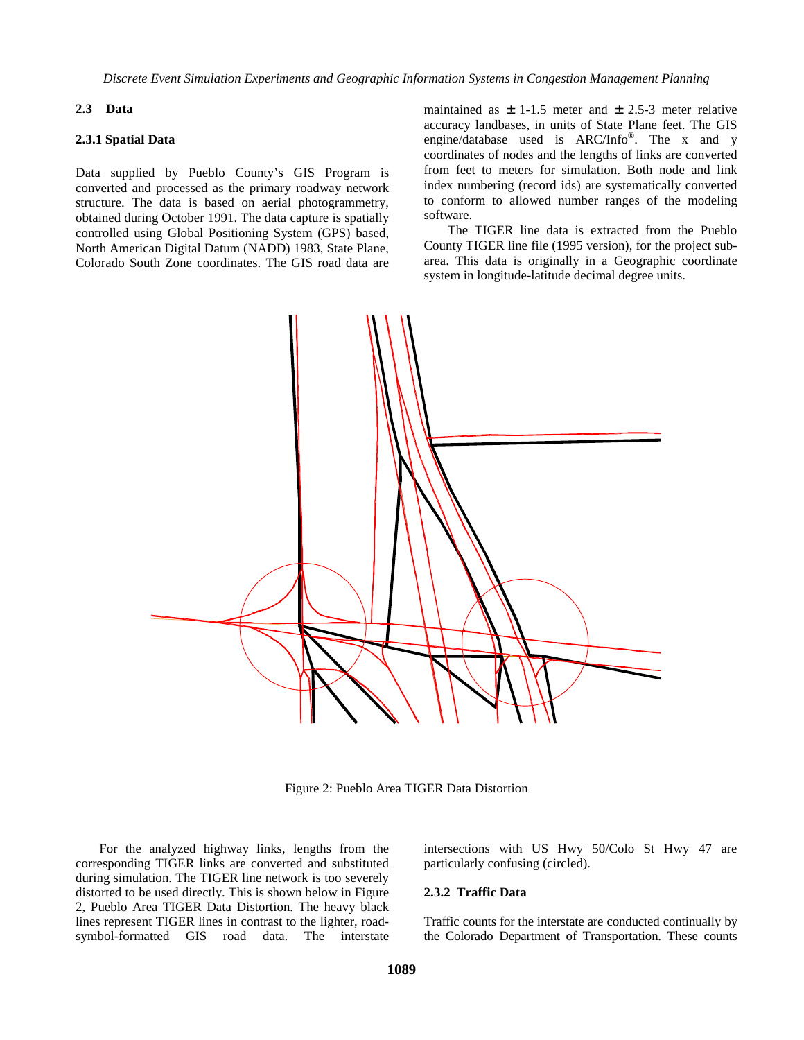### 2.3 Data

#### 2.3.1 Spatial Data

Data supplied by Pueblo County's GIS Program is converted and processed as the primary roadway network structure. The data is based on aerial photogrammetry, obtained during October 1991. The data capture is spatially controlled using Global Positioning System (GPS) based, North American Digital Datum (NADD) 1983, State Plane, Colorado South Zone coordinates. The GIS road data are maintained as ± 1-1.5 meter and ± 2.5-3 meter relative accuracy landbases, in units of State Plane feet. The GIS engine/database used is ARC/Info®. The x and y coordinates of nodes and the lengths of links are converted from feet to meters for simulation. Both node and link index numbering (record ids) are systematically converted to conform to allowed number ranges of the modeling software.

The TIGER line data is extracted from the Pueblo County TIGER line file (1995 version), for the project sub-area. This data is originally in a Geographic coordinate system in longitude-latitude decimal degree units.

Figure 2: Pueblo Area TIGER Data Distortion

For the analyzed highway links, lengths from the corresponding TIGER links are converted and substituted during simulation. The TIGER line network is too severely distorted to be used directly. This is shown below in Figure 2, Pueblo Area TIGER Data Distortion. The heavy black lines represent TIGER lines in contrast to the lighter, road-symbol-formatted GIS road data. The interstate intersections with US Hwy 50/Colo St Hwy 47 are particularly confusing (circled).

#### 2.3.2 Traffic Data

Traffic counts for the interstate are conducted continually by the Colorado Department of Transportation. These counts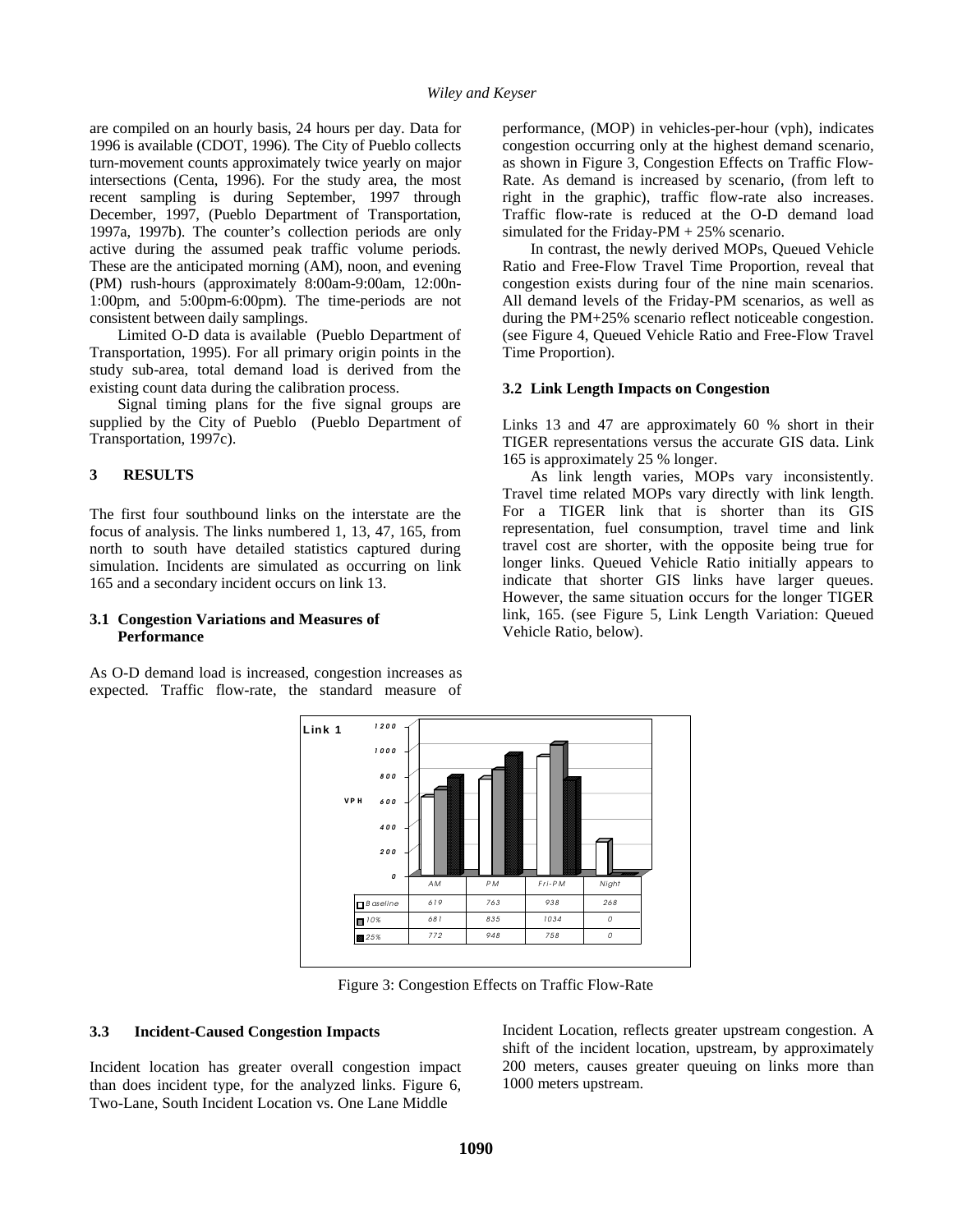are compiled on an hourly basis, 24 hours per day. Data for 1996 is available (CDOT, 1996). The City of Pueblo collects turn-movement counts approximately twice yearly on major intersections (Centa, 1996). For the study area, the most recent sampling is during September, 1997 through December, 1997, (Pueblo Department of Transportation, 1997a, 1997b). The counter's collection periods are only active during the assumed peak traffic volume periods. These are the anticipated morning (AM), noon, and evening (PM) rush-hours (approximately 8:00am-9:00am, 12:00n-1:00pm, and 5:00pm-6:00pm). The time-periods are not consistent between daily samplings.

Limited O-D data is available (Pueblo Department of Transportation, 1995). For all primary origin points in the study sub-area, total demand load is derived from the existing count data during the calibration process.

Signal timing plans for the five signal groups are supplied by the City of Pueblo (Pueblo Department of Transportation, 1997c).

## 3 RESULTS

The first four southbound links on the interstate are the focus of analysis. The links numbered 1, 13, 47, 165, from north to south have detailed statistics captured during simulation. Incidents are simulated as occurring on link 165 and a secondary incident occurs on link 13.

### 3.1 Congestion Variations and Measures of Performance

As O-D demand load is increased, congestion increases as expected. Traffic flow-rate, the standard measure of performance, (MOP) in vehicles-per-hour (vph), indicates congestion occurring only at the highest demand scenario, as shown in Figure 3, Congestion Effects on Traffic Flow-Rate. As demand is increased by scenario, (from left to right in the graphic), traffic flow-rate also increases. Traffic flow-rate is reduced at the O-D demand load simulated for the Friday-PM + 25% scenario.

In contrast, the newly derived MOPs, Queued Vehicle Ratio and Free-Flow Travel Time Proportion, reveal that congestion exists during four of the nine main scenarios. All demand levels of the Friday-PM scenarios, as well as during the PM+25% scenario reflect noticeable congestion. (see Figure 4, Queued Vehicle Ratio and Free-Flow Travel Time Proportion).

### 3.2 Link Length Impacts on Congestion

Links 13 and 47 are approximately 60 % short in their TIGER representations versus the accurate GIS data. Link 165 is approximately 25 % longer.

As link length varies, MOPs vary inconsistently. Travel time related MOPs vary directly with link length. For a TIGER link that is shorter than its GIS representation, fuel consumption, travel time and link travel cost are shorter, with the opposite being true for longer links. Queued Vehicle Ratio initially appears to indicate that shorter GIS links have larger queues. However, the same situation occurs for the longer TIGER link, 165. (see Figure 5, Link Length Variation: Queued Vehicle Ratio, below).

Link 1 (VPH)

| | AM | PM | Fri-PM | Night |
|---|---|---|---|---|
| Baseline | 619 | 763 | 938 | 268 |
| 10% | 681 | 835 | 1034 | 0 |
| 25% | 772 | 948 | 758 | 0 |

Figure 3: Congestion Effects on Traffic Flow-Rate

### 3.3 Incident-Caused Congestion Impacts

Incident location has greater overall congestion impact than does incident type, for the analyzed links. Figure 6, Two-Lane, South Incident Location vs. One Lane Middle Incident Location, reflects greater upstream congestion. A shift of the incident location, upstream, by approximately 200 meters, causes greater queuing on links more than 1000 meters upstream.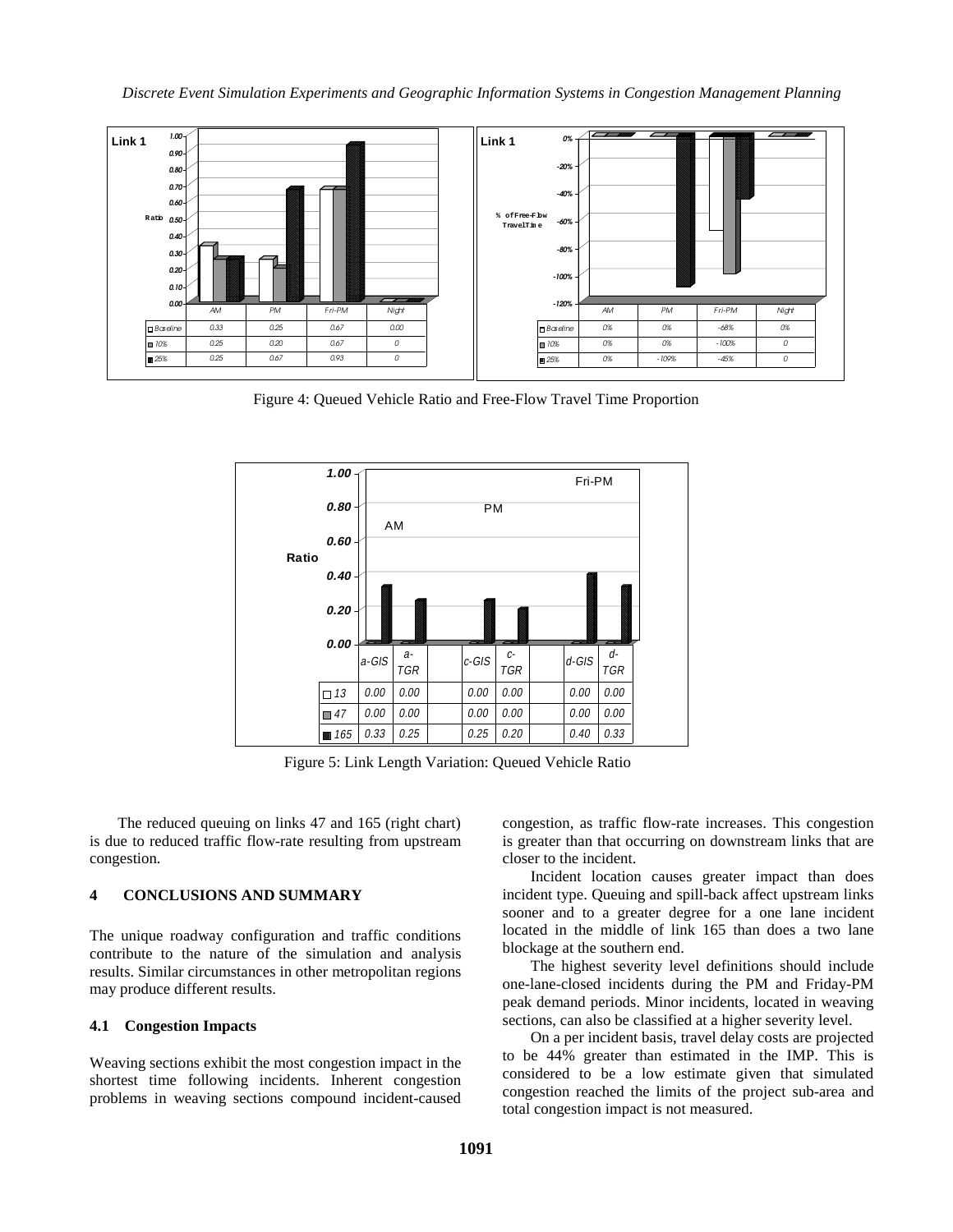**Link 1** — Ratio

| | AM | PM | Fri-PM | Night |
|---|---|---|---|---|
| Baseline | 0.33 | 0.25 | 0.67 | 0.00 |
| 10% | 0.25 | 0.20 | 0.67 | 0 |
| 25% | 0.25 | 0.67 | 0.93 | 0 |

**Link 1** — % of Free-Flow Travel Time

| | AM | PM | Fri-PM | Night |
|---|---|---|---|---|
| Baseline | 0% | 0% | -68% | 0% |
| 10% | 0% | 0% | -100% | 0 |
| 25% | 0% | -109% | -45% | 0 |

Figure 4: Queued Vehicle Ratio and Free-Flow Travel Time Proportion

Ratio

| | AM | | PM | | Fri-PM | |
|---|---|---|---|---|---|---|
| | a-GIS | a-TGR | c-GIS | c-TGR | d-GIS | d-TGR |
| 13 | 0.00 | 0.00 | 0.00 | 0.00 | 0.00 | 0.00 |
| 47 | 0.00 | 0.00 | 0.00 | 0.00 | 0.00 | 0.00 |
| 165 | 0.33 | 0.25 | 0.25 | 0.20 | 0.40 | 0.33 |

Figure 5: Link Length Variation: Queued Vehicle Ratio

The reduced queuing on links 47 and 165 (right chart) is due to reduced traffic flow-rate resulting from upstream congestion.

## 4 CONCLUSIONS AND SUMMARY

The unique roadway configuration and traffic conditions contribute to the nature of the simulation and analysis results. Similar circumstances in other metropolitan regions may produce different results.

### 4.1 Congestion Impacts

Weaving sections exhibit the most congestion impact in the shortest time following incidents. Inherent congestion problems in weaving sections compound incident-caused congestion, as traffic flow-rate increases. This congestion is greater than that occurring on downstream links that are closer to the incident.

Incident location causes greater impact than does incident type. Queuing and spill-back affect upstream links sooner and to a greater degree for a one lane incident located in the middle of link 165 than does a two lane blockage at the southern end.

The highest severity level definitions should include one-lane-closed incidents during the PM and Friday-PM peak demand periods. Minor incidents, located in weaving sections, can also be classified at a higher severity level.

On a per incident basis, travel delay costs are projected to be 44% greater than estimated in the IMP. This is considered to be a low estimate given that simulated congestion reached the limits of the project sub-area and total congestion impact is not measured.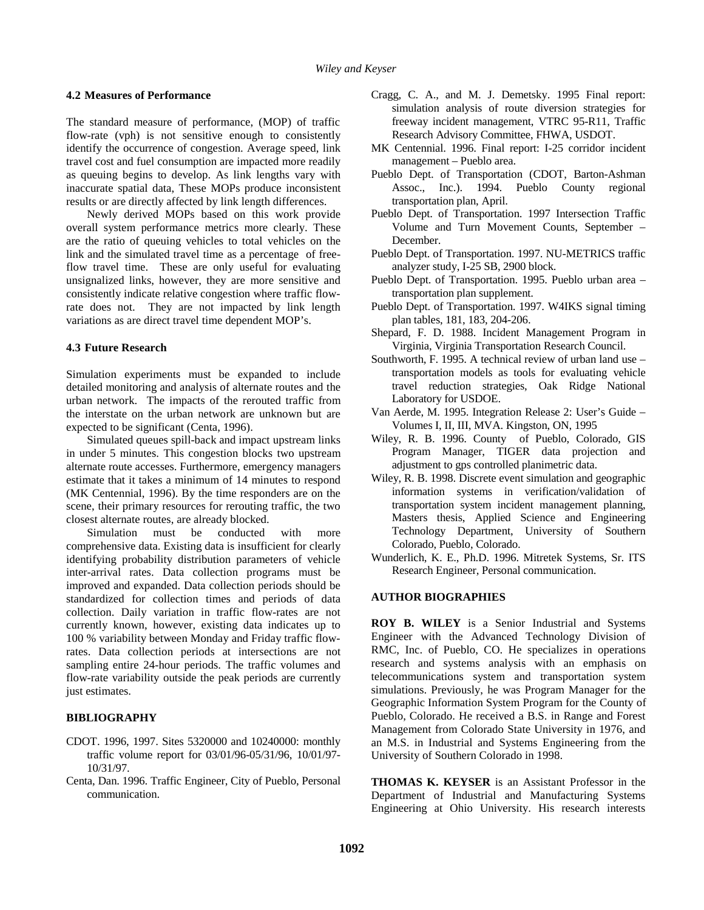### 4.2 Measures of Performance

The standard measure of performance, (MOP) of traffic flow-rate (vph) is not sensitive enough to consistently identify the occurrence of congestion. Average speed, link travel cost and fuel consumption are impacted more readily as queuing begins to develop. As link lengths vary with inaccurate spatial data, These MOPs produce inconsistent results or are directly affected by link length differences.

Newly derived MOPs based on this work provide overall system performance metrics more clearly. These are the ratio of queuing vehicles to total vehicles on the link and the simulated travel time as a percentage of free-flow travel time. These are only useful for evaluating unsignalized links, however, they are more sensitive and consistently indicate relative congestion where traffic flow-rate does not. They are not impacted by link length variations as are direct travel time dependent MOP's.

### 4.3 Future Research

Simulation experiments must be expanded to include detailed monitoring and analysis of alternate routes and the urban network. The impacts of the rerouted traffic from the interstate on the urban network are unknown but are expected to be significant (Centa, 1996).

Simulated queues spill-back and impact upstream links in under 5 minutes. This congestion blocks two upstream alternate route accesses. Furthermore, emergency managers estimate that it takes a minimum of 14 minutes to respond (MK Centennial, 1996). By the time responders are on the scene, their primary resources for rerouting traffic, the two closest alternate routes, are already blocked.

Simulation must be conducted with more comprehensive data. Existing data is insufficient for clearly identifying probability distribution parameters of vehicle inter-arrival rates. Data collection programs must be improved and expanded. Data collection periods should be standardized for collection times and periods of data collection. Daily variation in traffic flow-rates are not currently known, however, existing data indicates up to 100 % variability between Monday and Friday traffic flow-rates. Data collection periods at intersections are not sampling entire 24-hour periods. The traffic volumes and flow-rate variability outside the peak periods are currently just estimates.

## BIBLIOGRAPHY

CDOT. 1996, 1997. Sites 5320000 and 10240000: monthly traffic volume report for 03/01/96-05/31/96, 10/01/97-10/31/97.

Centa, Dan. 1996. Traffic Engineer, City of Pueblo, Personal communication.

Cragg, C. A., and M. J. Demetsky. 1995 Final report: simulation analysis of route diversion strategies for freeway incident management, VTRC 95-R11, Traffic Research Advisory Committee, FHWA, USDOT.

MK Centennial. 1996. Final report: I-25 corridor incident management – Pueblo area.

Pueblo Dept. of Transportation (CDOT, Barton-Ashman Assoc., Inc.). 1994. Pueblo County regional transportation plan, April.

Pueblo Dept. of Transportation. 1997 Intersection Traffic Volume and Turn Movement Counts, September – December.

Pueblo Dept. of Transportation. 1997. NU-METRICS traffic analyzer study, I-25 SB, 2900 block.

Pueblo Dept. of Transportation. 1995. Pueblo urban area – transportation plan supplement.

Pueblo Dept. of Transportation. 1997. W4IKS signal timing plan tables, 181, 183, 204-206.

Shepard, F. D. 1988. Incident Management Program in Virginia, Virginia Transportation Research Council.

Southworth, F. 1995. A technical review of urban land use – transportation models as tools for evaluating vehicle travel reduction strategies, Oak Ridge National Laboratory for USDOE.

Van Aerde, M. 1995. Integration Release 2: User's Guide – Volumes I, II, III, MVA. Kingston, ON, 1995

Wiley, R. B. 1996. County of Pueblo, Colorado, GIS Program Manager, TIGER data projection and adjustment to gps controlled planimetric data.

Wiley, R. B. 1998. Discrete event simulation and geographic information systems in verification/validation of transportation system incident management planning, Masters thesis, Applied Science and Engineering Technology Department, University of Southern Colorado, Pueblo, Colorado.

Wunderlich, K. E., Ph.D. 1996. Mitretek Systems, Sr. ITS Research Engineer, Personal communication.

## AUTHOR BIOGRAPHIES

**ROY B. WILEY** is a Senior Industrial and Systems Engineer with the Advanced Technology Division of RMC, Inc. of Pueblo, CO. He specializes in operations research and systems analysis with an emphasis on telecommunications system and transportation system simulations. Previously, he was Program Manager for the Geographic Information System Program for the County of Pueblo, Colorado. He received a B.S. in Range and Forest Management from Colorado State University in 1976, and an M.S. in Industrial and Systems Engineering from the University of Southern Colorado in 1998.

**THOMAS K. KEYSER** is an Assistant Professor in the Department of Industrial and Manufacturing Systems Engineering at Ohio University. His research interests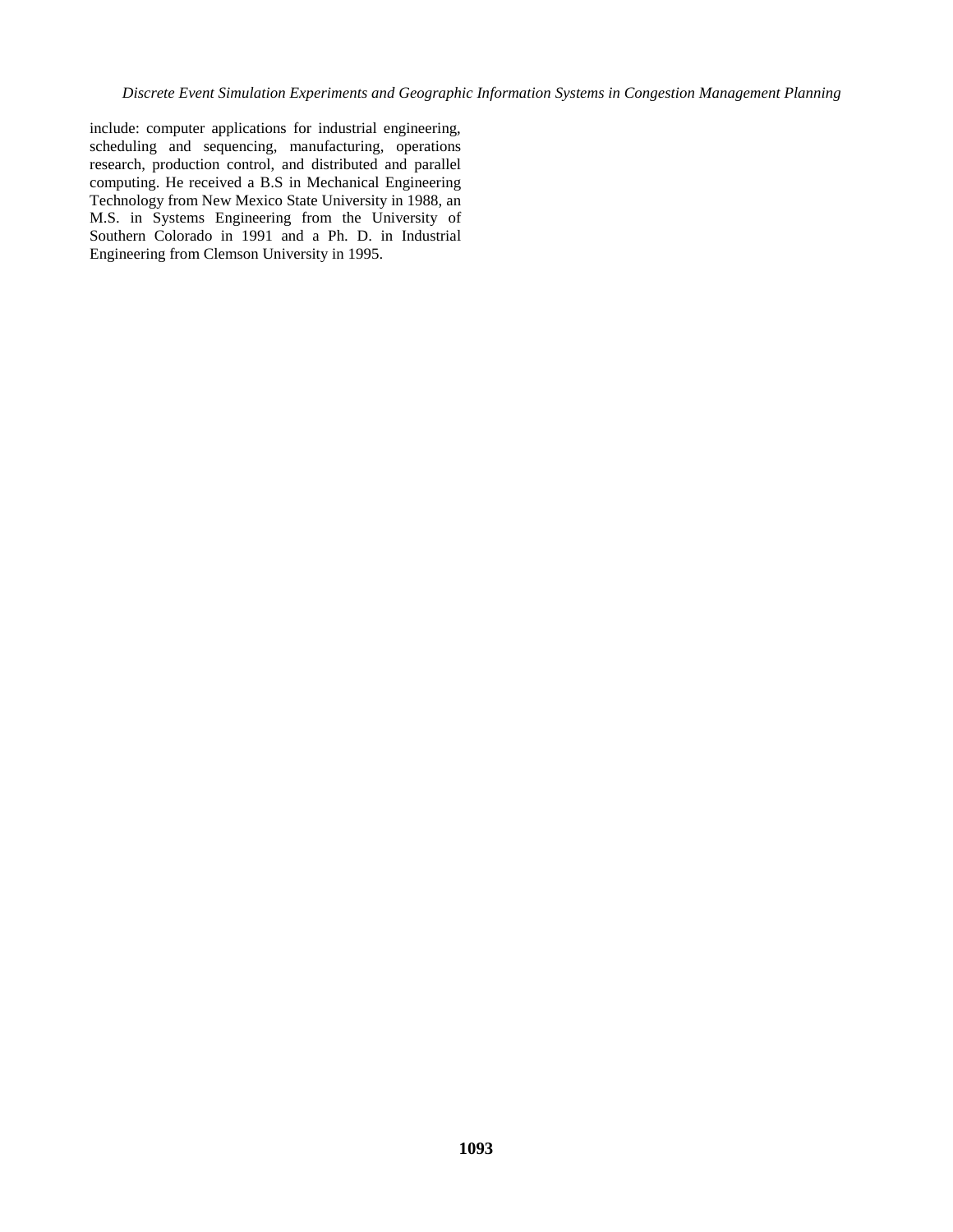include: computer applications for industrial engineering, scheduling and sequencing, manufacturing, operations research, production control, and distributed and parallel computing. He received a B.S in Mechanical Engineering Technology from New Mexico State University in 1988, an M.S. in Systems Engineering from the University of Southern Colorado in 1991 and a Ph. D. in Industrial Engineering from Clemson University in 1995.